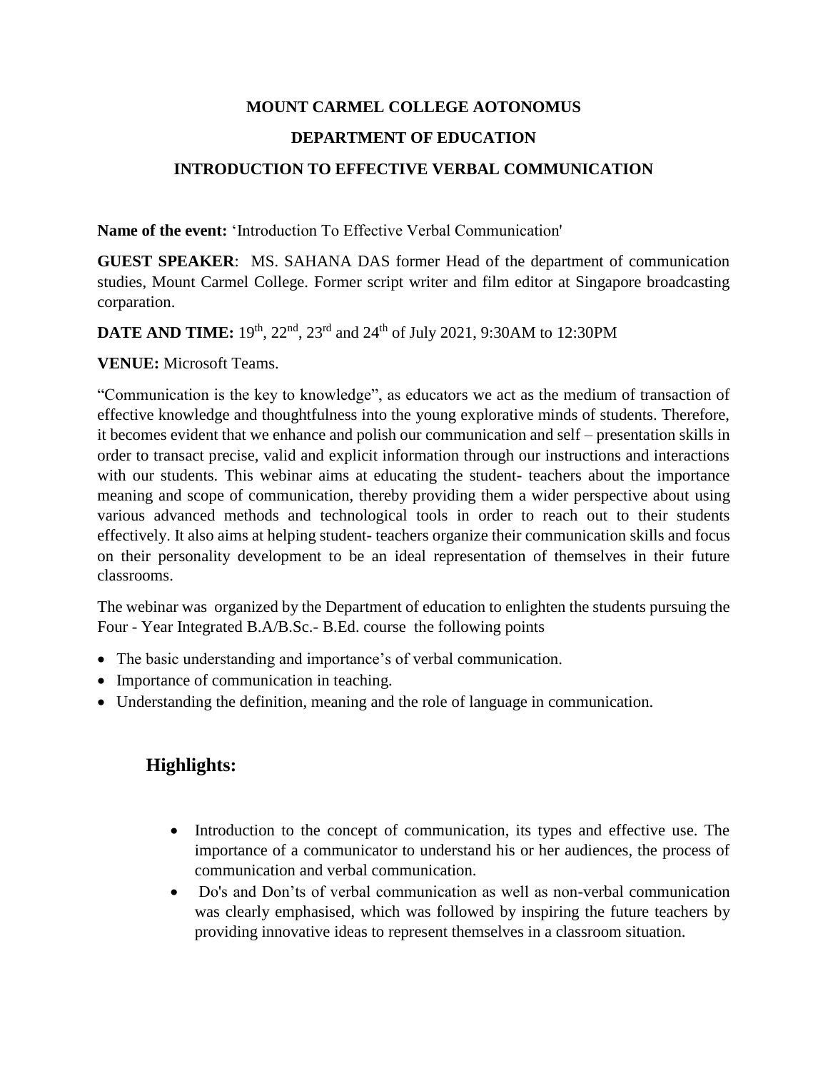# MOUNT CARMEL COLLEGE AOTONOMUS

## DEPARTMENT OF EDUCATION

## INTRODUCTION TO EFFECTIVE VERBAL COMMUNICATION

**Name of the event:** 'Introduction To Effective Verbal Communication'

**GUEST SPEAKER**: MS. SAHANA DAS former Head of the department of communication studies, Mount Carmel College. Former script writer and film editor at Singapore broadcasting corparation.

**DATE AND TIME:** 19th, 22nd, 23rd and 24th of July 2021, 9:30AM to 12:30PM

**VENUE:** Microsoft Teams.

"Communication is the key to knowledge", as educators we act as the medium of transaction of effective knowledge and thoughtfulness into the young explorative minds of students. Therefore, it becomes evident that we enhance and polish our communication and self – presentation skills in order to transact precise, valid and explicit information through our instructions and interactions with our students. This webinar aims at educating the student- teachers about the importance meaning and scope of communication, thereby providing them a wider perspective about using various advanced methods and technological tools in order to reach out to their students effectively. It also aims at helping student- teachers organize their communication skills and focus on their personality development to be an ideal representation of themselves in their future classrooms.

The webinar was organized by the Department of education to enlighten the students pursuing the Four - Year Integrated B.A/B.Sc.- B.Ed. course the following points

- The basic understanding and importance's of verbal communication.
- Importance of communication in teaching.
- Understanding the definition, meaning and the role of language in communication.

## Highlights:

- Introduction to the concept of communication, its types and effective use. The importance of a communicator to understand his or her audiences, the process of communication and verbal communication.
- Do's and Don'ts of verbal communication as well as non-verbal communication was clearly emphasised, which was followed by inspiring the future teachers by providing innovative ideas to represent themselves in a classroom situation.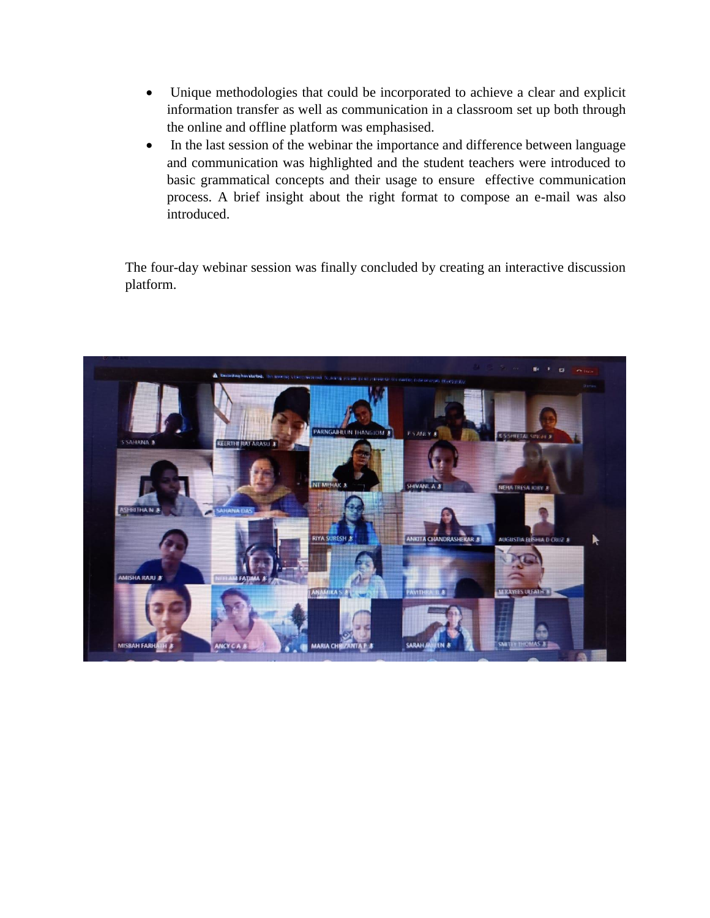- Unique methodologies that could be incorporated to achieve a clear and explicit information transfer as well as communication in a classroom set up both through the online and offline platform was emphasised.
- In the last session of the webinar the importance and difference between language and communication was highlighted and the student teachers were introduced to basic grammatical concepts and their usage to ensure effective communication process. A brief insight about the right format to compose an e-mail was also introduced.

The four-day webinar session was finally concluded by creating an interactive discussion platform.